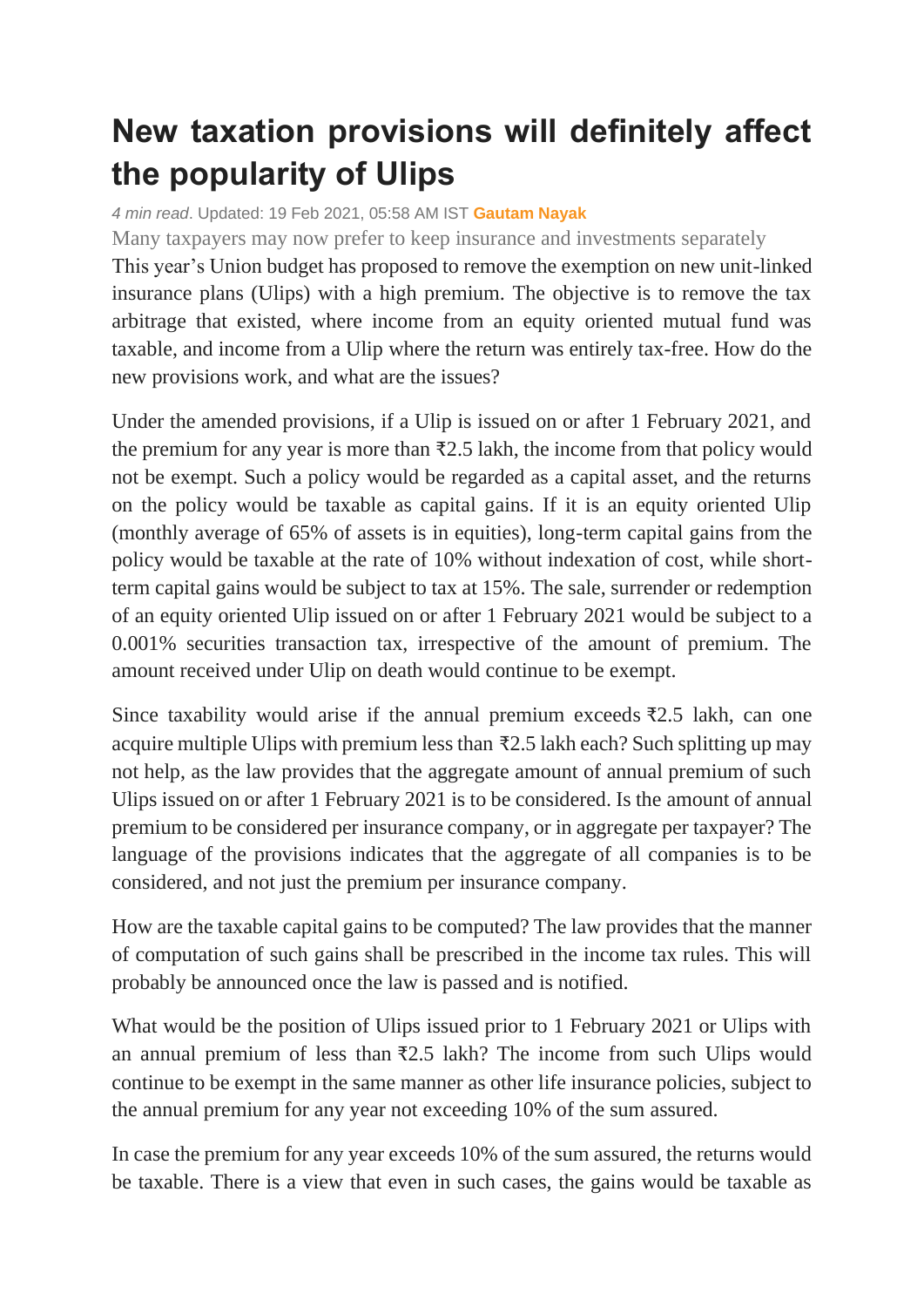# New taxation provisions will definitely affect the popularity of Ulips

*4 min read*. Updated: 19 Feb 2021, 05:58 AM IST **Gautam Nayak**

Many taxpayers may now prefer to keep insurance and investments separately

This year's Union budget has proposed to remove the exemption on new unit-linked insurance plans (Ulips) with a high premium. The objective is to remove the tax arbitrage that existed, where income from an equity oriented mutual fund was taxable, and income from a Ulip where the return was entirely tax-free. How do the new provisions work, and what are the issues?

Under the amended provisions, if a Ulip is issued on or after 1 February 2021, and the premium for any year is more than ₹2.5 lakh, the income from that policy would not be exempt. Such a policy would be regarded as a capital asset, and the returns on the policy would be taxable as capital gains. If it is an equity oriented Ulip (monthly average of 65% of assets is in equities), long-term capital gains from the policy would be taxable at the rate of 10% without indexation of cost, while short-term capital gains would be subject to tax at 15%. The sale, surrender or redemption of an equity oriented Ulip issued on or after 1 February 2021 would be subject to a 0.001% securities transaction tax, irrespective of the amount of premium. The amount received under Ulip on death would continue to be exempt.

Since taxability would arise if the annual premium exceeds ₹2.5 lakh, can one acquire multiple Ulips with premium less than ₹2.5 lakh each? Such splitting up may not help, as the law provides that the aggregate amount of annual premium of such Ulips issued on or after 1 February 2021 is to be considered. Is the amount of annual premium to be considered per insurance company, or in aggregate per taxpayer? The language of the provisions indicates that the aggregate of all companies is to be considered, and not just the premium per insurance company.

How are the taxable capital gains to be computed? The law provides that the manner of computation of such gains shall be prescribed in the income tax rules. This will probably be announced once the law is passed and is notified.

What would be the position of Ulips issued prior to 1 February 2021 or Ulips with an annual premium of less than ₹2.5 lakh? The income from such Ulips would continue to be exempt in the same manner as other life insurance policies, subject to the annual premium for any year not exceeding 10% of the sum assured.

In case the premium for any year exceeds 10% of the sum assured, the returns would be taxable. There is a view that even in such cases, the gains would be taxable as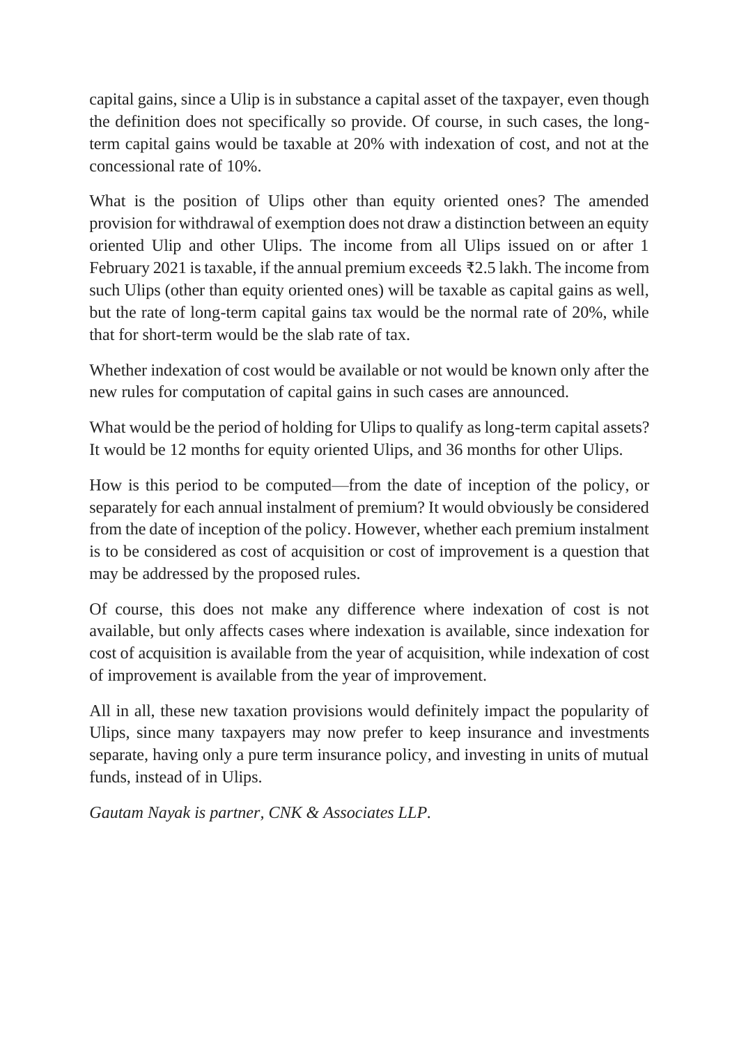capital gains, since a Ulip is in substance a capital asset of the taxpayer, even though the definition does not specifically so provide. Of course, in such cases, the long-term capital gains would be taxable at 20% with indexation of cost, and not at the concessional rate of 10%.

What is the position of Ulips other than equity oriented ones? The amended provision for withdrawal of exemption does not draw a distinction between an equity oriented Ulip and other Ulips. The income from all Ulips issued on or after 1 February 2021 is taxable, if the annual premium exceeds ₹2.5 lakh. The income from such Ulips (other than equity oriented ones) will be taxable as capital gains as well, but the rate of long-term capital gains tax would be the normal rate of 20%, while that for short-term would be the slab rate of tax.

Whether indexation of cost would be available or not would be known only after the new rules for computation of capital gains in such cases are announced.

What would be the period of holding for Ulips to qualify as long-term capital assets? It would be 12 months for equity oriented Ulips, and 36 months for other Ulips.

How is this period to be computed—from the date of inception of the policy, or separately for each annual instalment of premium? It would obviously be considered from the date of inception of the policy. However, whether each premium instalment is to be considered as cost of acquisition or cost of improvement is a question that may be addressed by the proposed rules.

Of course, this does not make any difference where indexation of cost is not available, but only affects cases where indexation is available, since indexation for cost of acquisition is available from the year of acquisition, while indexation of cost of improvement is available from the year of improvement.

All in all, these new taxation provisions would definitely impact the popularity of Ulips, since many taxpayers may now prefer to keep insurance and investments separate, having only a pure term insurance policy, and investing in units of mutual funds, instead of in Ulips.

*Gautam Nayak is partner, CNK & Associates LLP.*